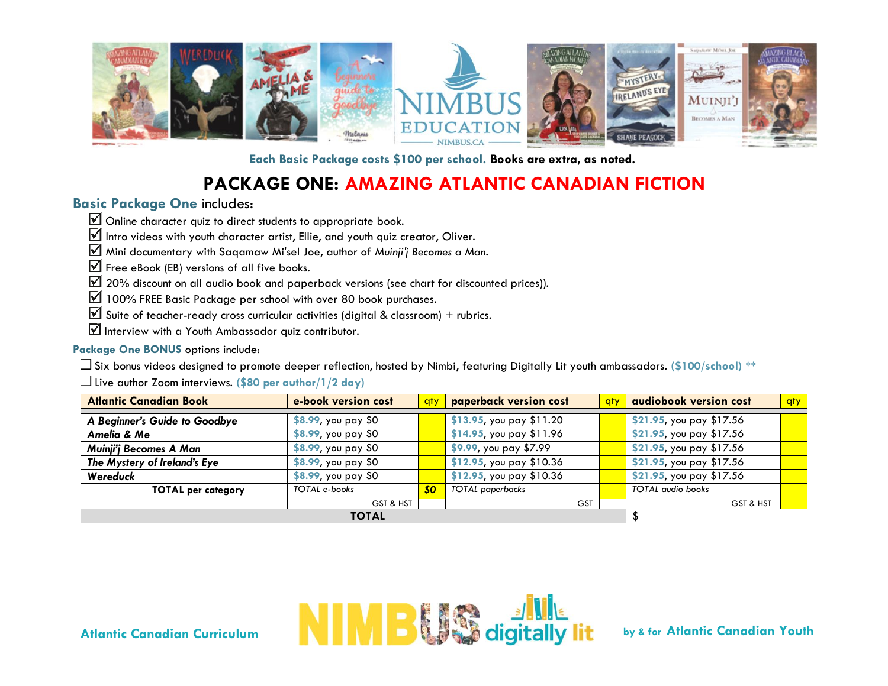**Each Basic Package costs $100 per school. Books are extra, as noted.**

# PACKAGE ONE: AMAZING ATLANTIC CANADIAN FICTION

**Basic Package One** includes:

- ☑ Online character quiz to direct students to appropriate book.
- ☑ Intro videos with youth character artist, Ellie, and youth quiz creator, Oliver.
- ☑ Mini documentary with Saqamaw Mi'sel Joe, author of *Muinji'j Becomes a Man.*
- ☑ Free eBook (EB) versions of all five books.
- ☑ 20% discount on all audio book and paperback versions (see chart for discounted prices)).
- ☑ 100% FREE Basic Package per school with over 80 book purchases.
- ☑ Suite of teacher-ready cross curricular activities (digital & classroom) + rubrics.
- ☑ Interview with a Youth Ambassador quiz contributor.

**Package One BONUS** options include:

- ☐ Six bonus videos designed to promote deeper reflection, hosted by Nimbi, featuring Digitally Lit youth ambassadors. **($100/school) \*\***
- ☐ Live author Zoom interviews. **($80 per author/1/2 day)**

| Atlantic Canadian Book | e-book version cost | qty | paperback version cost | qty | audiobook version cost | qty |
|---|---|---|---|---|---|---|
| ***A Beginner's Guide to Goodbye*** | $8.99, you pay $0 | | $13.95, you pay $11.20 | | $21.95, you pay $17.56 | |
| ***Amelia & Me*** | $8.99, you pay $0 | | $14.95, you pay $11.96 | | $21.95, you pay $17.56 | |
| ***Muinji'j Becomes A Man*** | $8.99, you pay $0 | | $9.99, you pay $7.99 | | $21.95, you pay $17.56 | |
| ***The Mystery of Ireland's Eye*** | $8.99, you pay $0 | | $12.95, you pay $10.36 | | $21.95, you pay $17.56 | |
| ***Wereduck*** | $8.99, you pay $0 | | $12.95, you pay $10.36 | | $21.95, you pay $17.56 | |
| **TOTAL per category** | *TOTAL e-books* | ***$0*** | *TOTAL paperbacks* | | *TOTAL audio books* | |
| | GST & HST | | GST | | GST & HST | |
| **TOTAL** | | | | | $ | |

Atlantic Canadian Curriculum

NIMBUS digitally lit

by & for **Atlantic Canadian Youth**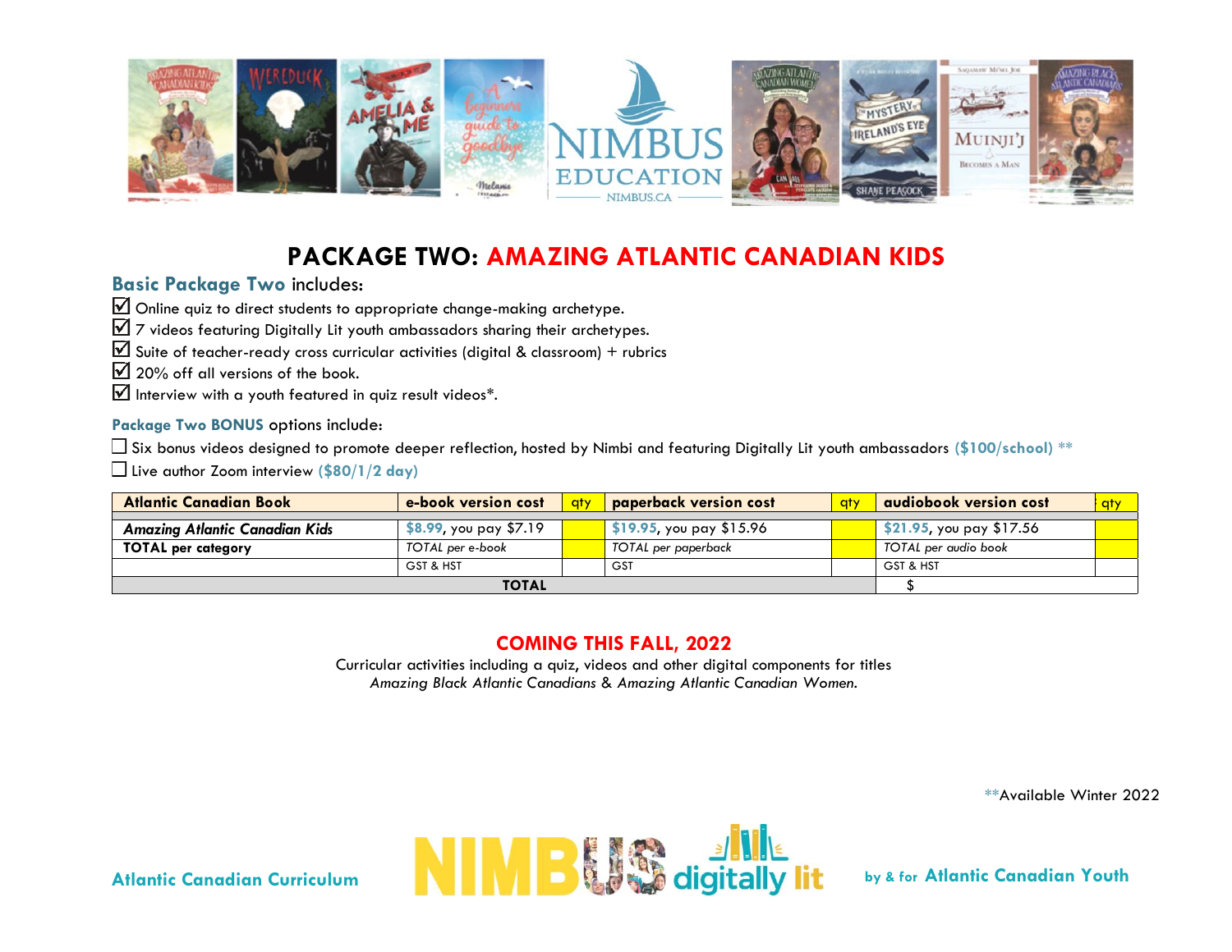# PACKAGE TWO: AMAZING ATLANTIC CANADIAN KIDS

**Basic Package Two** includes:

- ☑ Online quiz to direct students to appropriate change-making archetype.
- ☑ 7 videos featuring Digitally Lit youth ambassadors sharing their archetypes.
- ☑ Suite of teacher-ready cross curricular activities (digital & classroom) + rubrics
- ☑ 20% off all versions of the book.
- ☑ Interview with a youth featured in quiz result videos*.

**Package Two BONUS** options include:

- ☐ Six bonus videos designed to promote deeper reflection, hosted by Nimbi and featuring Digitally Lit youth ambassadors **($100/school)** **
- ☐ Live author Zoom interview **($80/1/2 day)**

| Atlantic Canadian Book | e-book version cost | qty | paperback version cost | qty | audiobook version cost | qty |
|---|---|---|---|---|---|---|
| ***Amazing Atlantic Canadian Kids*** | **$8.99**, you pay $7.19 | | **$19.95**, you pay $15.96 | | **$21.95**, you pay $17.56 | |
| **TOTAL per category** | *TOTAL per e-book* | | *TOTAL per paperback* | | *TOTAL per audio book* | |
| | GST & HST | | GST | | GST & HST | |
| **TOTAL** | | | | | $ | |

## COMING THIS FALL, 2022

Curricular activities including a quiz, videos and other digital components for titles *Amazing Black Atlantic Canadians* & *Amazing Atlantic Canadian Women.*

**Available Winter 2022

Atlantic Canadian Curriculum — NIMBUS digitally lit — by & for Atlantic Canadian Youth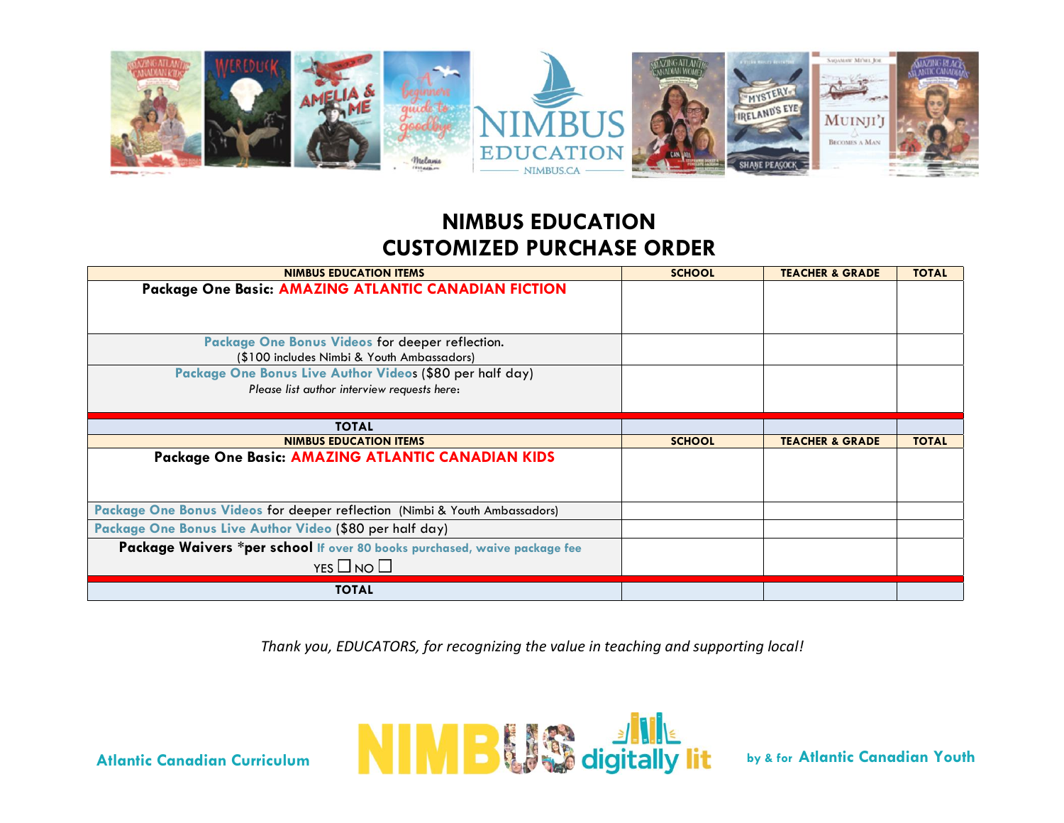# NIMBUS EDUCATION
# CUSTOMIZED PURCHASE ORDER

| NIMBUS EDUCATION ITEMS | SCHOOL | TEACHER & GRADE | TOTAL |
|---|---|---|---|
| **Package One Basic: AMAZING ATLANTIC CANADIAN FICTION** | | | |
| Package One Bonus Videos for deeper reflection. ($100 includes Nimbi & Youth Ambassadors) | | | |
| Package One Bonus Live Author Videos ($80 per half day) *Please list author interview requests here:* | | | |
| **TOTAL** | | | |

| NIMBUS EDUCATION ITEMS | SCHOOL | TEACHER & GRADE | TOTAL |
|---|---|---|---|
| **Package One Basic: AMAZING ATLANTIC CANADIAN KIDS** | | | |
| Package One Bonus Videos for deeper reflection (Nimbi & Youth Ambassadors) | | | |
| Package One Bonus Live Author Video ($80 per half day) | | | |
| **Package Waivers *per school** If over 80 books purchased, waive package fee YES ☐ NO ☐ | | | |
| **TOTAL** | | | |

*Thank you, EDUCATORS, for recognizing the value in teaching and supporting local!*

Atlantic Canadian Curriculum

NIMBUS digitally lit

by & for Atlantic Canadian Youth